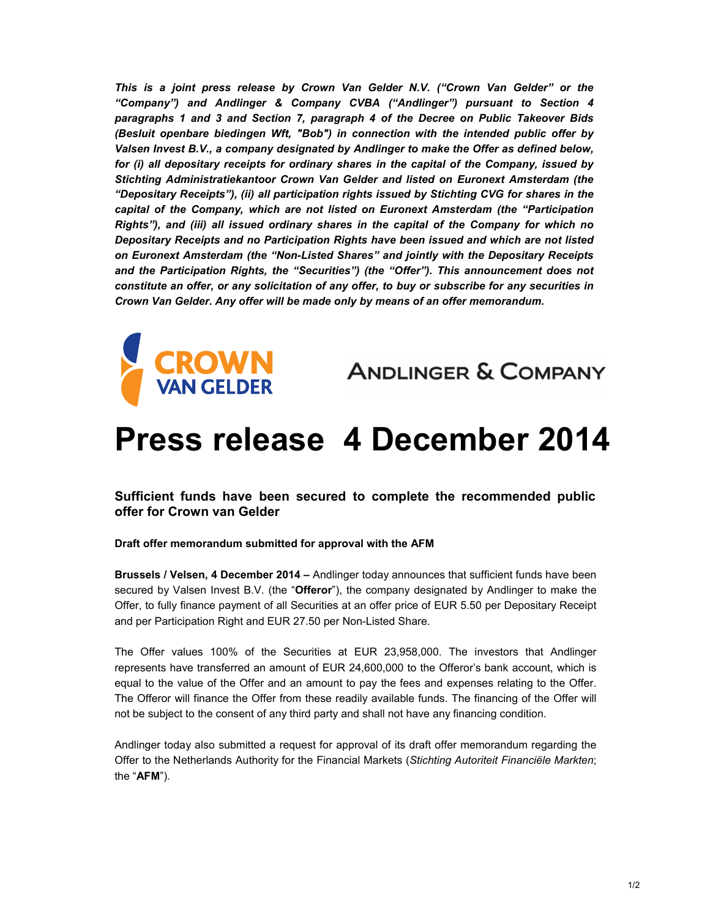***This is a joint press release by Crown Van Gelder N.V. ("Crown Van Gelder" or the "Company") and Andlinger & Company CVBA ("Andlinger") pursuant to Section 4 paragraphs 1 and 3 and Section 7, paragraph 4 of the Decree on Public Takeover Bids (Besluit openbare biedingen Wft, "Bob") in connection with the intended public offer by Valsen Invest B.V., a company designated by Andlinger to make the Offer as defined below, for (i) all depositary receipts for ordinary shares in the capital of the Company, issued by Stichting Administratiekantoor Crown Van Gelder and listed on Euronext Amsterdam (the "Depositary Receipts"), (ii) all participation rights issued by Stichting CVG for shares in the capital of the Company, which are not listed on Euronext Amsterdam (the "Participation Rights"), and (iii) all issued ordinary shares in the capital of the Company for which no Depositary Receipts and no Participation Rights have been issued and which are not listed on Euronext Amsterdam (the "Non-Listed Shares" and jointly with the Depositary Receipts and the Participation Rights, the "Securities") (the "Offer"). This announcement does not constitute an offer, or any solicitation of any offer, to buy or subscribe for any securities in Crown Van Gelder. Any offer will be made only by means of an offer memorandum.***

CROWN VAN GELDER

ANDLINGER & COMPANY

# Press release 4 December 2014

## Sufficient funds have been secured to complete the recommended public offer for Crown van Gelder

**Draft offer memorandum submitted for approval with the AFM**

**Brussels / Velsen, 4 December 2014 –** Andlinger today announces that sufficient funds have been secured by Valsen Invest B.V. (the "**Offeror**"), the company designated by Andlinger to make the Offer, to fully finance payment of all Securities at an offer price of EUR 5.50 per Depositary Receipt and per Participation Right and EUR 27.50 per Non-Listed Share.

The Offer values 100% of the Securities at EUR 23,958,000. The investors that Andlinger represents have transferred an amount of EUR 24,600,000 to the Offeror's bank account, which is equal to the value of the Offer and an amount to pay the fees and expenses relating to the Offer. The Offeror will finance the Offer from these readily available funds. The financing of the Offer will not be subject to the consent of any third party and shall not have any financing condition.

Andlinger today also submitted a request for approval of its draft offer memorandum regarding the Offer to the Netherlands Authority for the Financial Markets (*Stichting Autoriteit Financiële Markten*; the "**AFM**").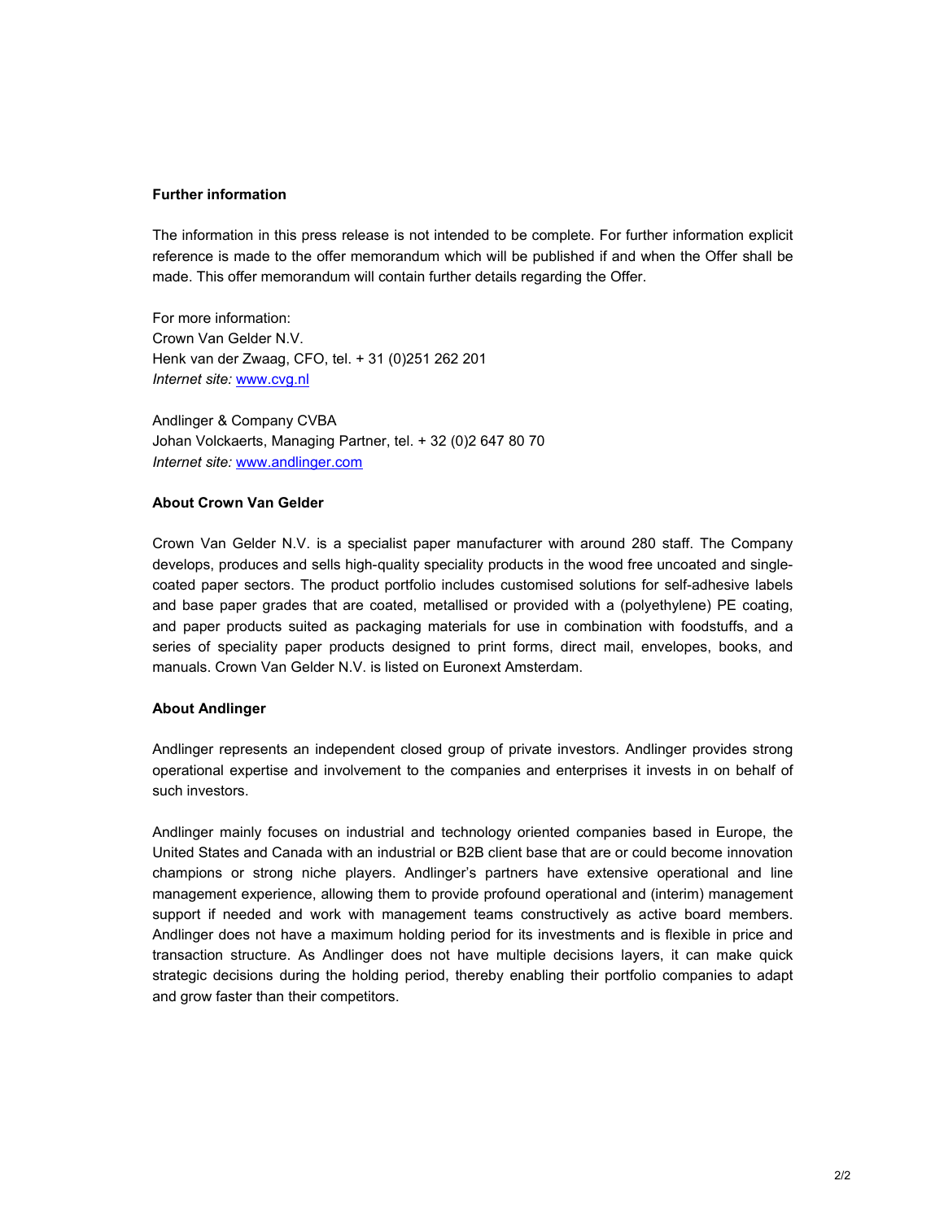**Further information**

The information in this press release is not intended to be complete. For further information explicit reference is made to the offer memorandum which will be published if and when the Offer shall be made. This offer memorandum will contain further details regarding the Offer.

For more information:
Crown Van Gelder N.V.
Henk van der Zwaag, CFO, tel. + 31 (0)251 262 201
*Internet site:* www.cvg.nl

Andlinger & Company CVBA
Johan Volckaerts, Managing Partner, tel. + 32 (0)2 647 80 70
*Internet site:* www.andlinger.com

**About Crown Van Gelder**

Crown Van Gelder N.V. is a specialist paper manufacturer with around 280 staff. The Company develops, produces and sells high-quality speciality products in the wood free uncoated and single-coated paper sectors. The product portfolio includes customised solutions for self-adhesive labels and base paper grades that are coated, metallised or provided with a (polyethylene) PE coating, and paper products suited as packaging materials for use in combination with foodstuffs, and a series of speciality paper products designed to print forms, direct mail, envelopes, books, and manuals. Crown Van Gelder N.V. is listed on Euronext Amsterdam.

**About Andlinger**

Andlinger represents an independent closed group of private investors. Andlinger provides strong operational expertise and involvement to the companies and enterprises it invests in on behalf of such investors.

Andlinger mainly focuses on industrial and technology oriented companies based in Europe, the United States and Canada with an industrial or B2B client base that are or could become innovation champions or strong niche players. Andlinger's partners have extensive operational and line management experience, allowing them to provide profound operational and (interim) management support if needed and work with management teams constructively as active board members. Andlinger does not have a maximum holding period for its investments and is flexible in price and transaction structure. As Andlinger does not have multiple decisions layers, it can make quick strategic decisions during the holding period, thereby enabling their portfolio companies to adapt and grow faster than their competitors.